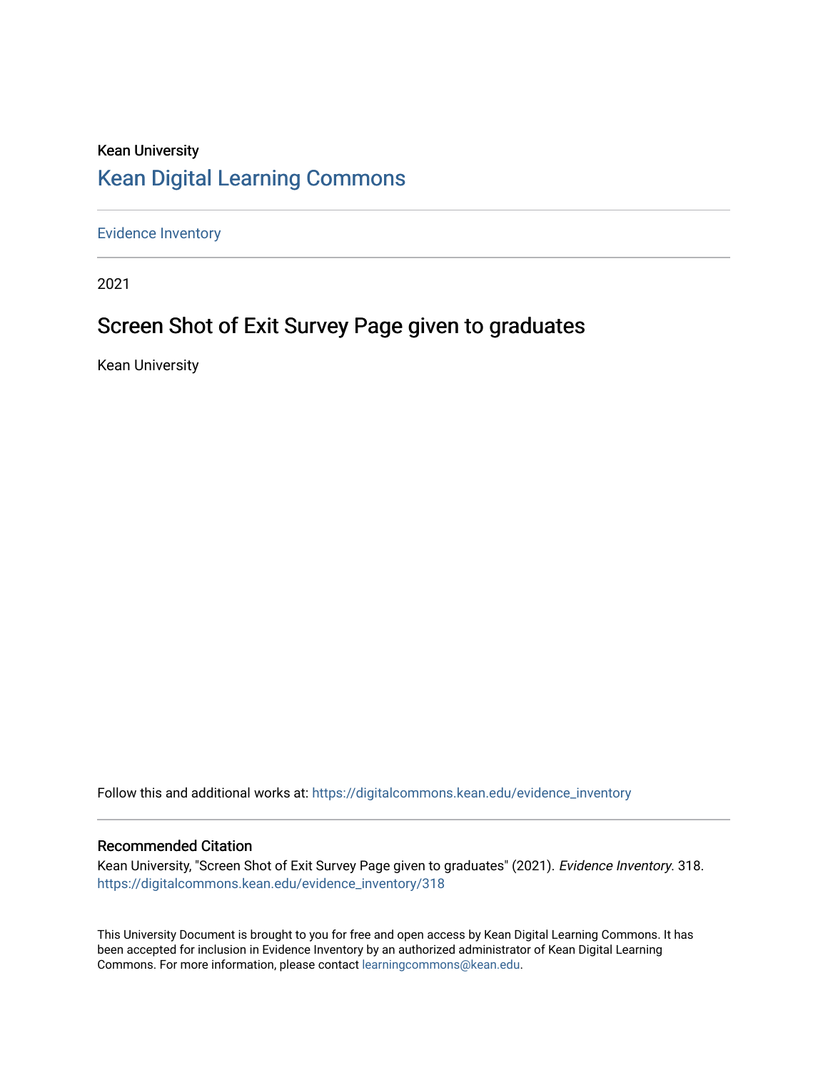Kean University

# Kean Digital Learning Commons

Evidence Inventory

2021

## Screen Shot of Exit Survey Page given to graduates

Kean University

Follow this and additional works at: https://digitalcommons.kean.edu/evidence_inventory

### Recommended Citation

Kean University, "Screen Shot of Exit Survey Page given to graduates" (2021). *Evidence Inventory*. 318.
https://digitalcommons.kean.edu/evidence_inventory/318

This University Document is brought to you for free and open access by Kean Digital Learning Commons. It has been accepted for inclusion in Evidence Inventory by an authorized administrator of Kean Digital Learning Commons. For more information, please contact learningcommons@kean.edu.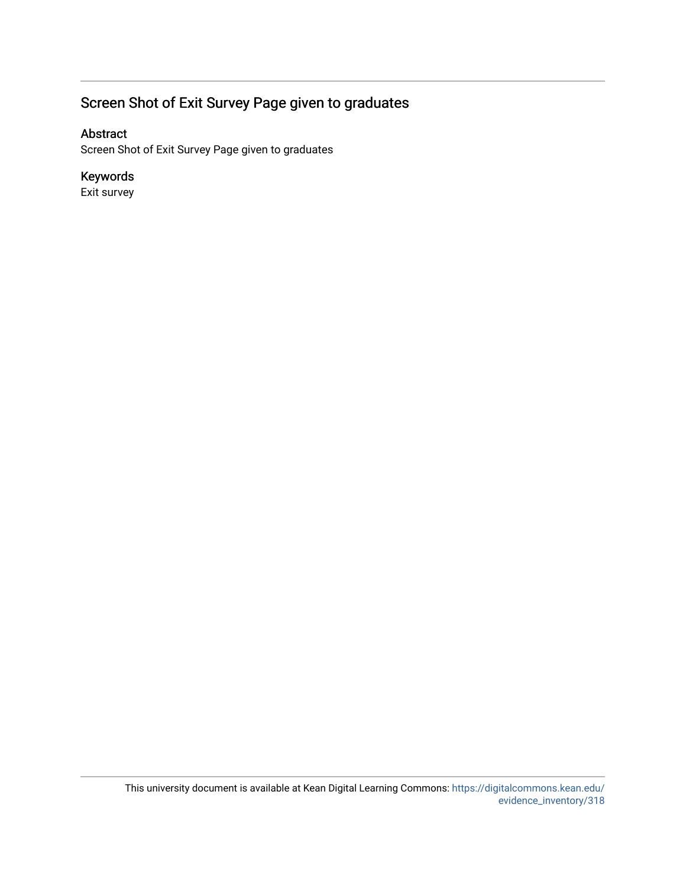# Screen Shot of Exit Survey Page given to graduates

## Abstract

Screen Shot of Exit Survey Page given to graduates

## Keywords

Exit survey

This university document is available at Kean Digital Learning Commons: https://digitalcommons.kean.edu/evidence_inventory/318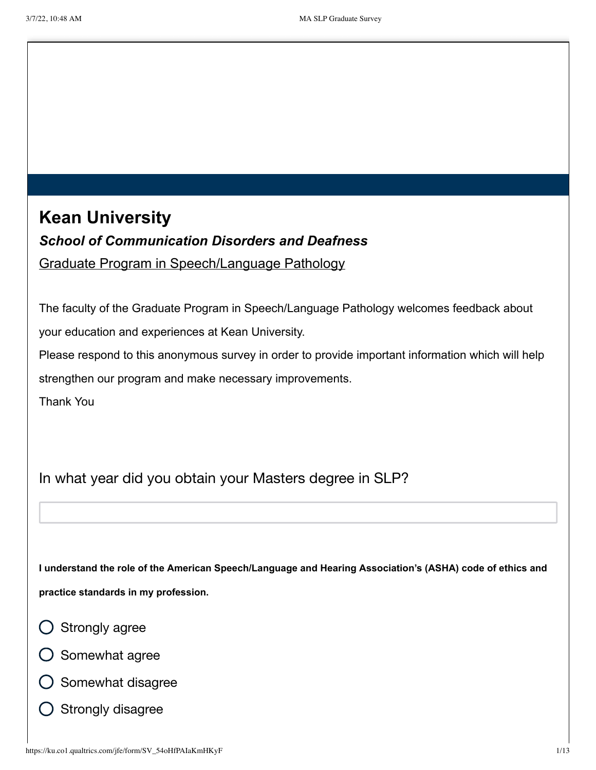# Kean University

***School of Communication Disorders and Deafness***

Graduate Program in Speech/Language Pathology

The faculty of the Graduate Program in Speech/Language Pathology welcomes feedback about your education and experiences at Kean University.

Please respond to this anonymous survey in order to provide important information which will help strengthen our program and make necessary improvements.

Thank You

In what year did you obtain your Masters degree in SLP?

**I understand the role of the American Speech/Language and Hearing Association's (ASHA) code of ethics and practice standards in my profession.**

- Strongly agree
- Somewhat agree
- Somewhat disagree
- Strongly disagree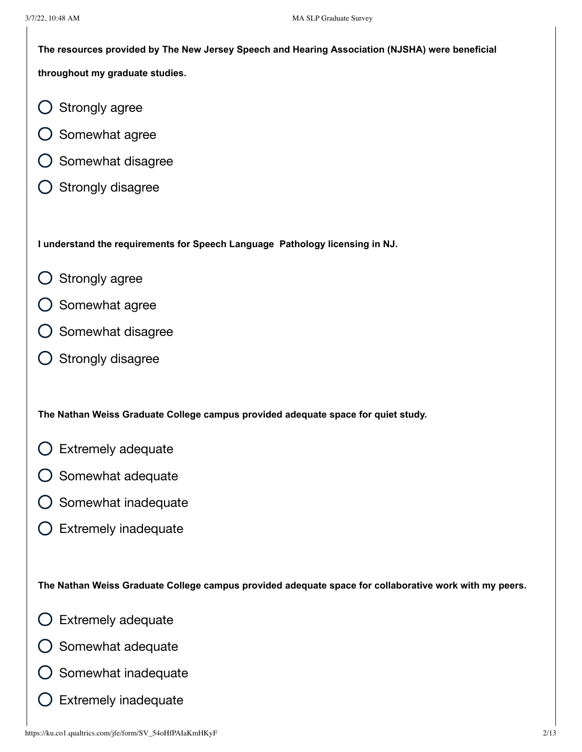**The resources provided by The New Jersey Speech and Hearing Association (NJSHA) were beneficial throughout my graduate studies.**

- Strongly agree
- Somewhat agree
- Somewhat disagree
- Strongly disagree

**I understand the requirements for Speech Language Pathology licensing in NJ.**

- Strongly agree
- Somewhat agree
- Somewhat disagree
- Strongly disagree

**The Nathan Weiss Graduate College campus provided adequate space for quiet study.**

- Extremely adequate
- Somewhat adequate
- Somewhat inadequate
- Extremely inadequate

**The Nathan Weiss Graduate College campus provided adequate space for collaborative work with my peers.**

- Extremely adequate
- Somewhat adequate
- Somewhat inadequate
- Extremely inadequate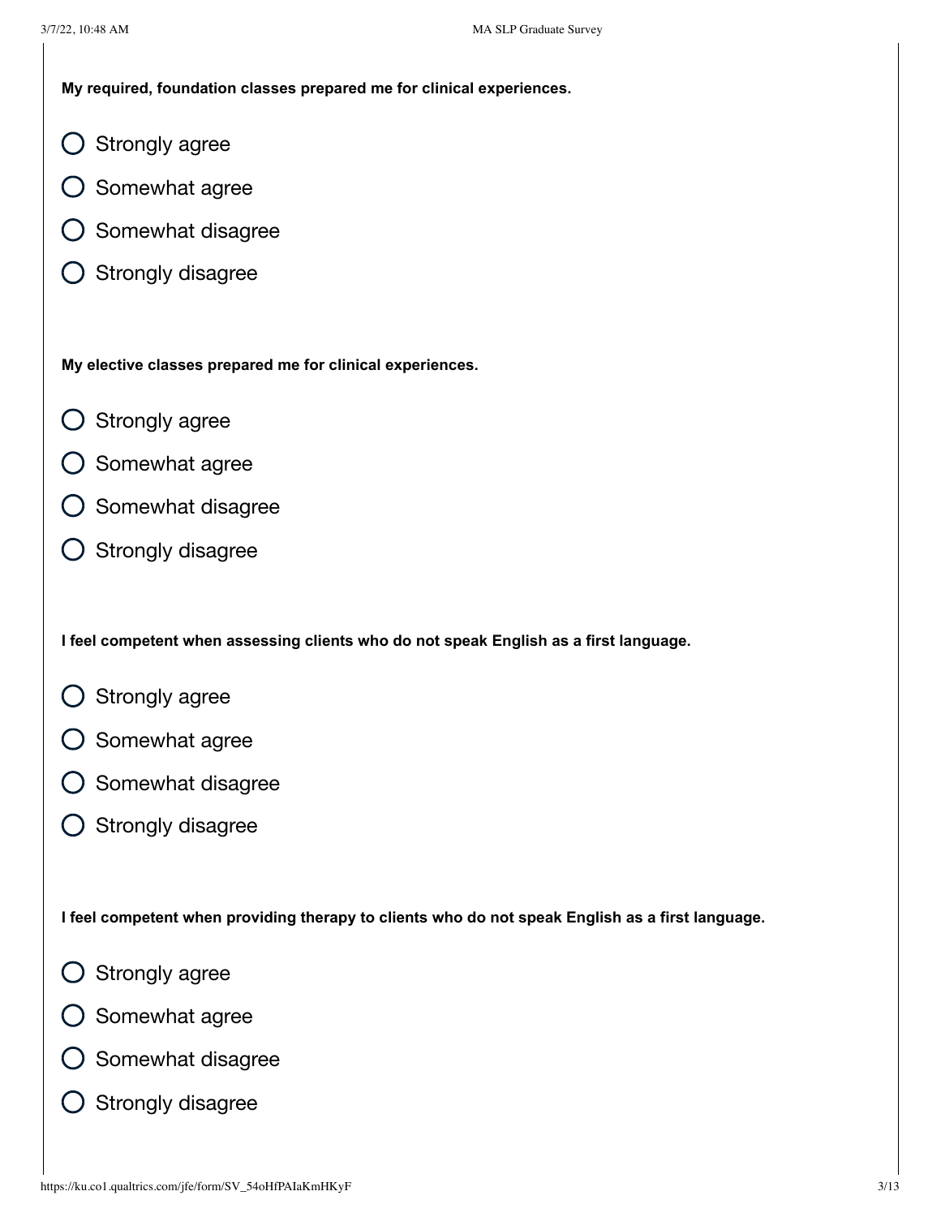**My required, foundation classes prepared me for clinical experiences.**

- Strongly agree
- Somewhat agree
- Somewhat disagree
- Strongly disagree

**My elective classes prepared me for clinical experiences.**

- Strongly agree
- Somewhat agree
- Somewhat disagree
- Strongly disagree

**I feel competent when assessing clients who do not speak English as a first language.**

- Strongly agree
- Somewhat agree
- Somewhat disagree
- Strongly disagree

**I feel competent when providing therapy to clients who do not speak English as a first language.**

- Strongly agree
- Somewhat agree
- Somewhat disagree
- Strongly disagree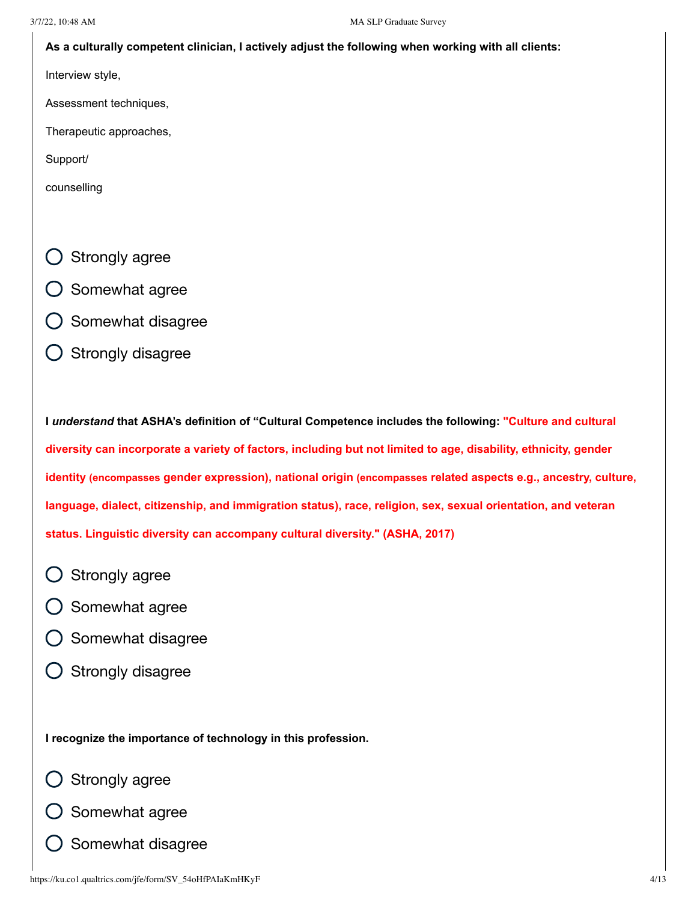**As a culturally competent clinician, I actively adjust the following when working with all clients:**

Interview style,

Assessment techniques,

Therapeutic approaches,

Support/

counselling

- Strongly agree
- Somewhat agree
- Somewhat disagree
- Strongly disagree

**I *understand* that ASHA's definition of "Cultural Competence includes the following: "Culture and cultural diversity can incorporate a variety of factors, including but not limited to age, disability, ethnicity, gender identity (encompasses gender expression), national origin (encompasses related aspects e.g., ancestry, culture, language, dialect, citizenship, and immigration status), race, religion, sex, sexual orientation, and veteran status. Linguistic diversity can accompany cultural diversity." (ASHA, 2017)**

- Strongly agree
- Somewhat agree
- Somewhat disagree
- Strongly disagree

**I recognize the importance of technology in this profession.**

- Strongly agree
- Somewhat agree
- Somewhat disagree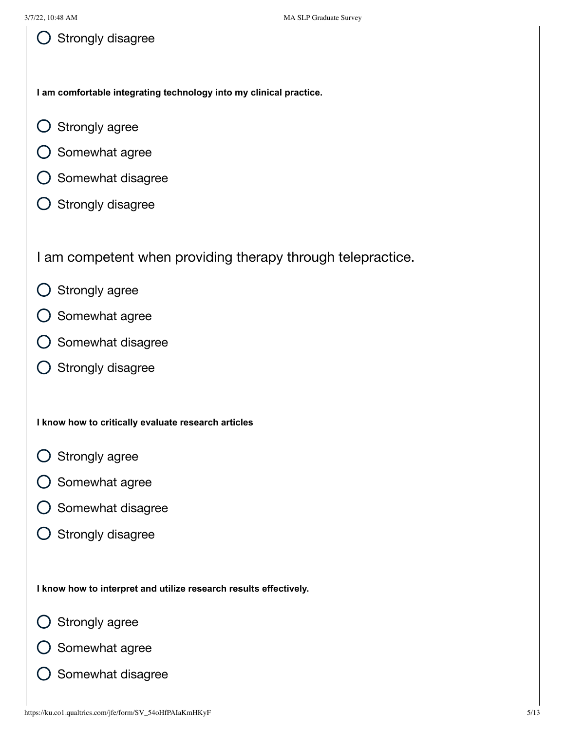- Strongly disagree

**I am comfortable integrating technology into my clinical practice.**

- Strongly agree
- Somewhat agree
- Somewhat disagree
- Strongly disagree

I am competent when providing therapy through telepractice.

- Strongly agree
- Somewhat agree
- Somewhat disagree
- Strongly disagree

**I know how to critically evaluate research articles**

- Strongly agree
- Somewhat agree
- Somewhat disagree
- Strongly disagree

**I know how to interpret and utilize research results effectively.**

- Strongly agree
- Somewhat agree
- Somewhat disagree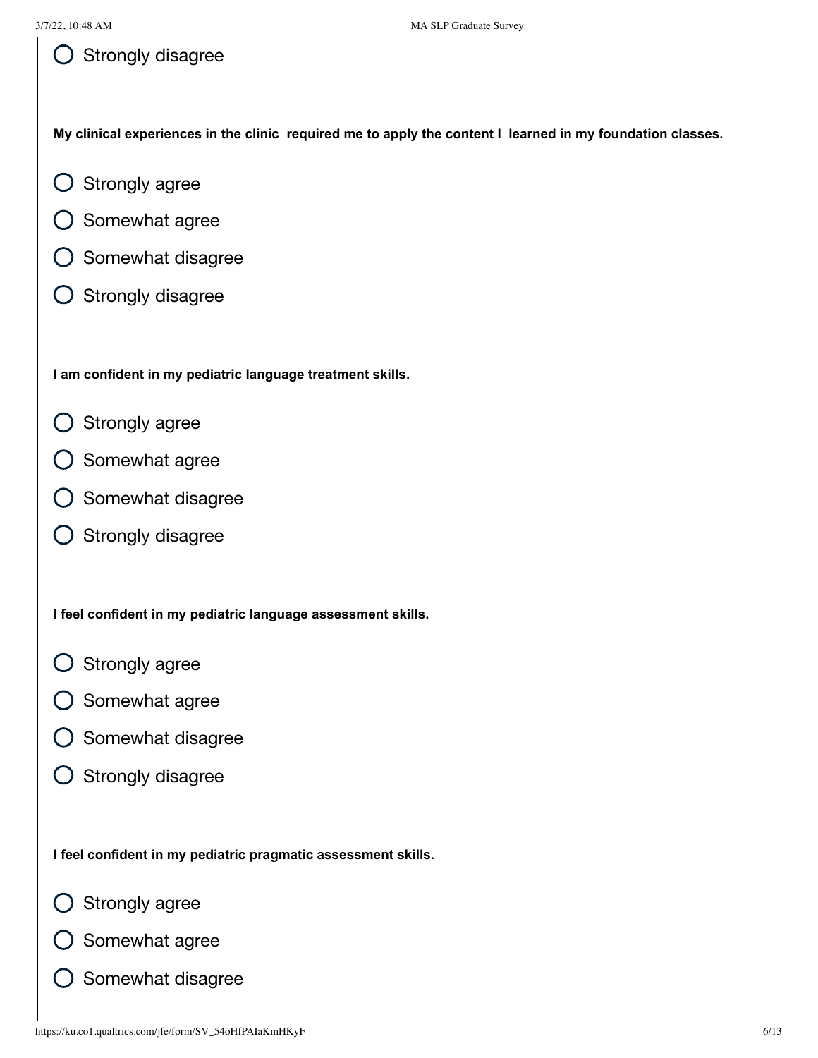- ○ Strongly disagree

**My clinical experiences in the clinic required me to apply the content I learned in my foundation classes.**

- ○ Strongly agree
- ○ Somewhat agree
- ○ Somewhat disagree
- ○ Strongly disagree

**I am confident in my pediatric language treatment skills.**

- ○ Strongly agree
- ○ Somewhat agree
- ○ Somewhat disagree
- ○ Strongly disagree

**I feel confident in my pediatric language assessment skills.**

- ○ Strongly agree
- ○ Somewhat agree
- ○ Somewhat disagree
- ○ Strongly disagree

**I feel confident in my pediatric pragmatic assessment skills.**

- ○ Strongly agree
- ○ Somewhat agree
- ○ Somewhat disagree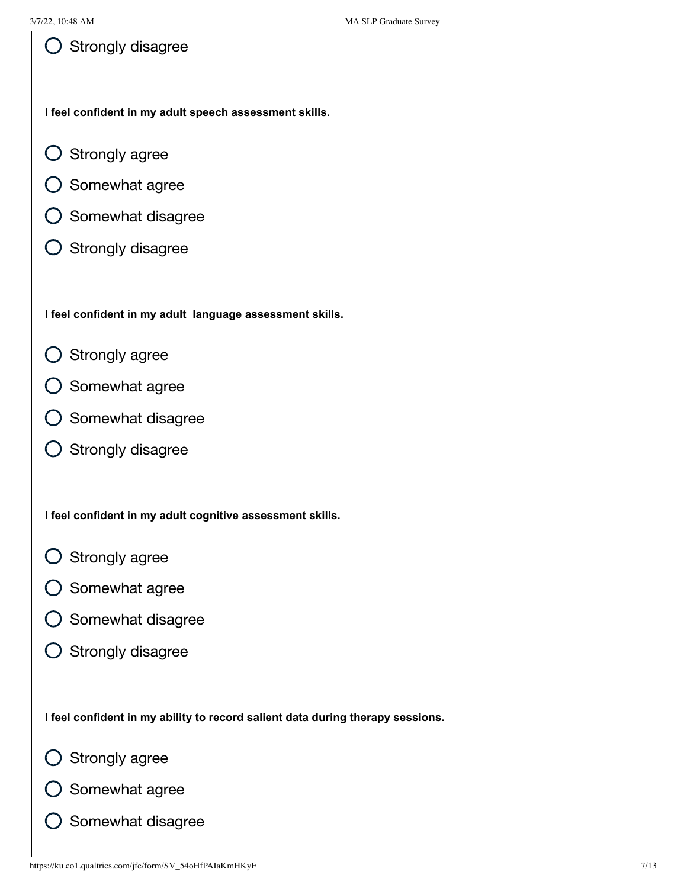- Strongly disagree

**I feel confident in my adult speech assessment skills.**

- Strongly agree
- Somewhat agree
- Somewhat disagree
- Strongly disagree

**I feel confident in my adult  language assessment skills.**

- Strongly agree
- Somewhat agree
- Somewhat disagree
- Strongly disagree

**I feel confident in my adult cognitive assessment skills.**

- Strongly agree
- Somewhat agree
- Somewhat disagree
- Strongly disagree

**I feel confident in my ability to record salient data during therapy sessions.**

- Strongly agree
- Somewhat agree
- Somewhat disagree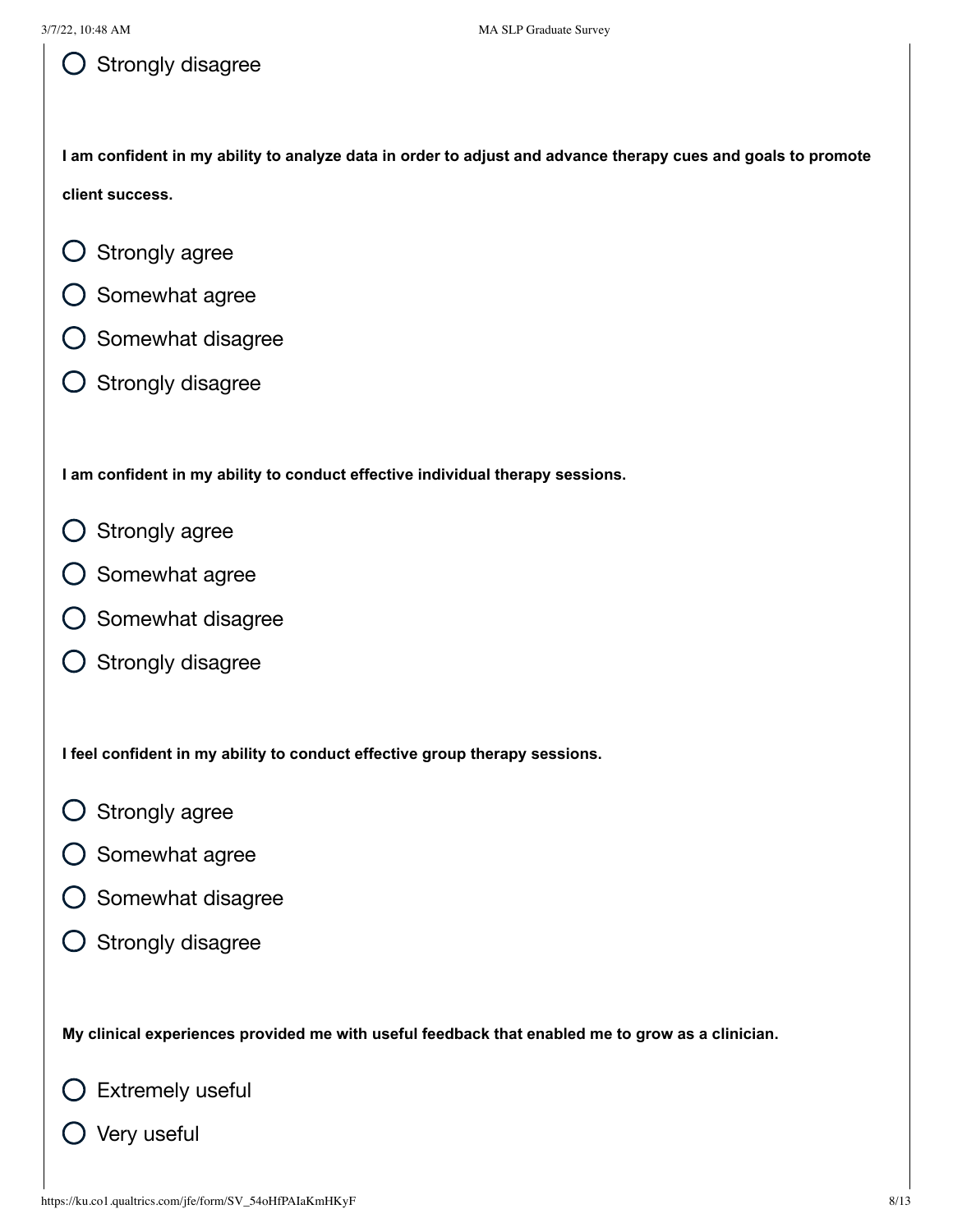- Strongly disagree

**I am confident in my ability to analyze data in order to adjust and advance therapy cues and goals to promote client success.**

- Strongly agree
- Somewhat agree
- Somewhat disagree
- Strongly disagree

**I am confident in my ability to conduct effective individual therapy sessions.**

- Strongly agree
- Somewhat agree
- Somewhat disagree
- Strongly disagree

**I feel confident in my ability to conduct effective group therapy sessions.**

- Strongly agree
- Somewhat agree
- Somewhat disagree
- Strongly disagree

**My clinical experiences provided me with useful feedback that enabled me to grow as a clinician.**

- Extremely useful
- Very useful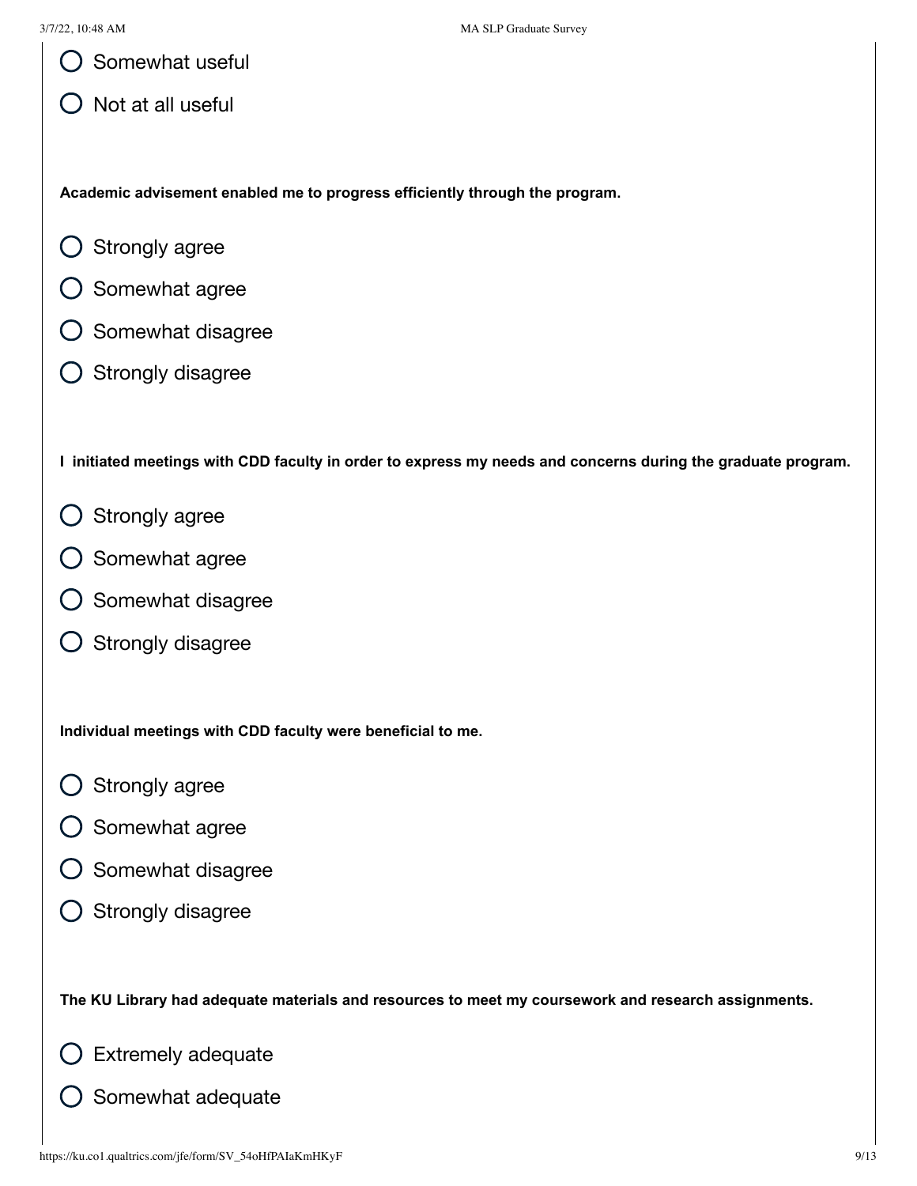- Somewhat useful
- Not at all useful

**Academic advisement enabled me to progress efficiently through the program.**

- Strongly agree
- Somewhat agree
- Somewhat disagree
- Strongly disagree

**I initiated meetings with CDD faculty in order to express my needs and concerns during the graduate program.**

- Strongly agree
- Somewhat agree
- Somewhat disagree
- Strongly disagree

**Individual meetings with CDD faculty were beneficial to me.**

- Strongly agree
- Somewhat agree
- Somewhat disagree
- Strongly disagree

**The KU Library had adequate materials and resources to meet my coursework and research assignments.**

- Extremely adequate
- Somewhat adequate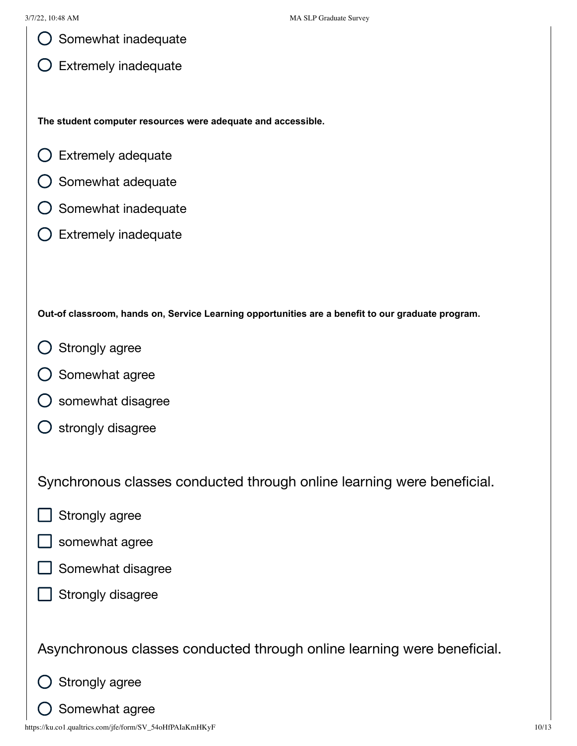- Somewhat inadequate
- Extremely inadequate

**The student computer resources were adequate and accessible.**

- Extremely adequate
- Somewhat adequate
- Somewhat inadequate
- Extremely inadequate

**Out-of classroom, hands on, Service Learning opportunities are a benefit to our graduate program.**

- Strongly agree
- Somewhat agree
- somewhat disagree
- strongly disagree

Synchronous classes conducted through online learning were beneficial.

- [ ] Strongly agree
- [ ] somewhat agree
- [ ] Somewhat disagree
- [ ] Strongly disagree

Asynchronous classes conducted through online learning were beneficial.

- Strongly agree
- Somewhat agree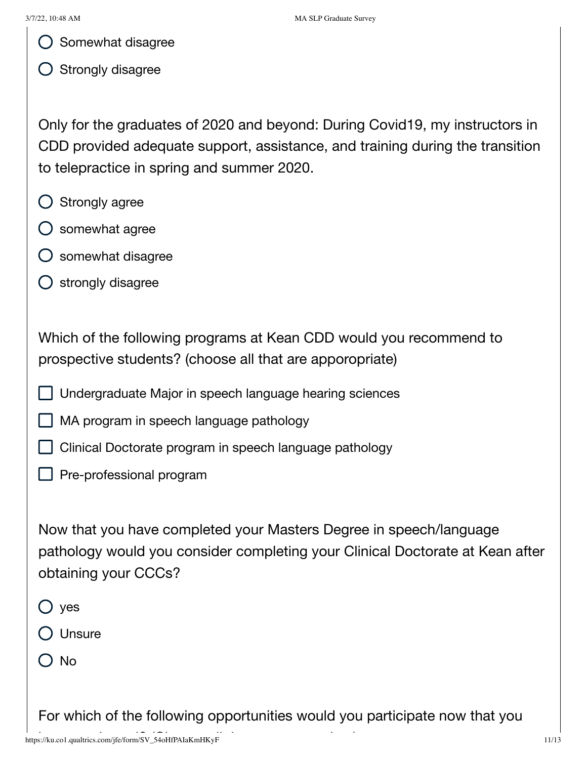- ◯ Somewhat disagree
- ◯ Strongly disagree

Only for the graduates of 2020 and beyond: During Covid19, my instructors in CDD provided adequate support, assistance, and training during the transition to telepractice in spring and summer 2020.

- ◯ Strongly agree
- ◯ somewhat agree
- ◯ somewhat disagree
- ◯ strongly disagree

Which of the following programs at Kean CDD would you recommend to prospective students? (choose all that are apporopriate)

- ☐ Undergraduate Major in speech language hearing sciences
- ☐ MA program in speech language pathology
- ☐ Clinical Doctorate program in speech language pathology
- ☐ Pre-professional program

Now that you have completed your Masters Degree in speech/language pathology would you consider completing your Clinical Doctorate at Kean after obtaining your CCCs?

- ◯ yes
- ◯ Unsure
- ◯ No

For which of the following opportunities would you participate now that you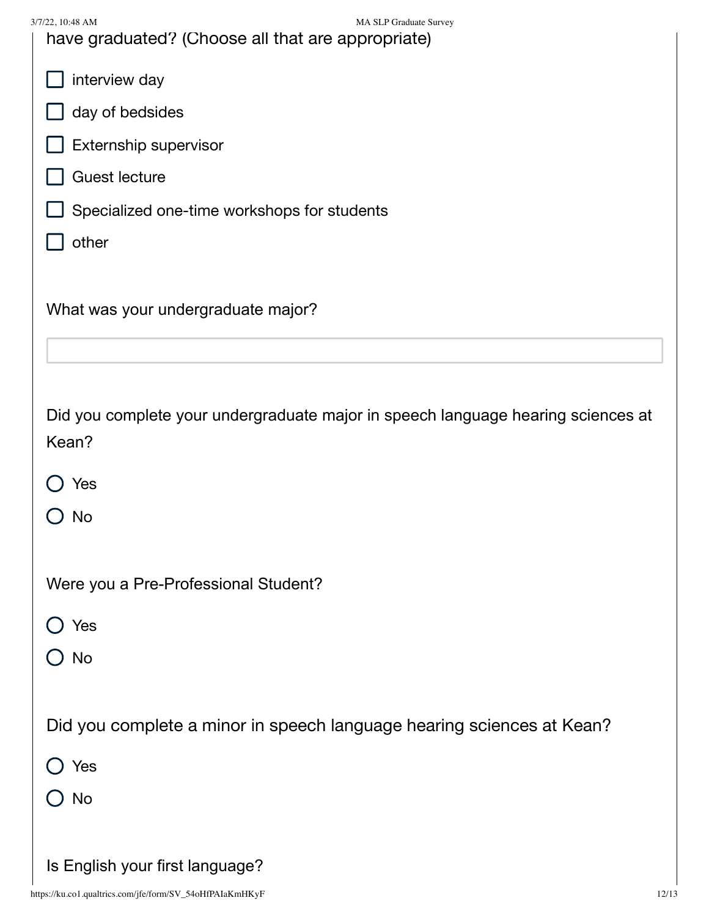have graduated? (Choose all that are appropriate)

- ☐ interview day
- ☐ day of bedsides
- ☐ Externship supervisor
- ☐ Guest lecture
- ☐ Specialized one-time workshops for students
- ☐ other

What was your undergraduate major?

[ ]

Did you complete your undergraduate major in speech language hearing sciences at Kean?

- ○ Yes
- ○ No

Were you a Pre-Professional Student?

- ○ Yes
- ○ No

Did you complete a minor in speech language hearing sciences at Kean?

- ○ Yes
- ○ No

Is English your first language?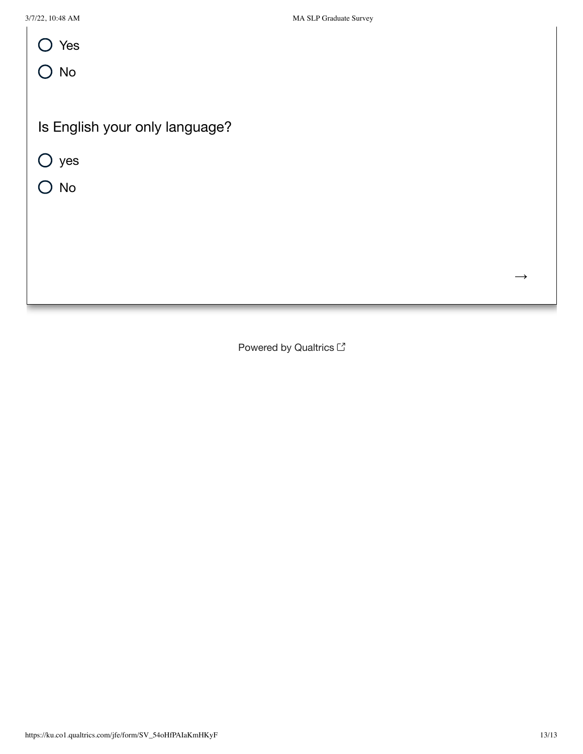- ○ Yes
- ○ No

Is English your only language?

- ○ yes
- ○ No

→

Powered by Qualtrics